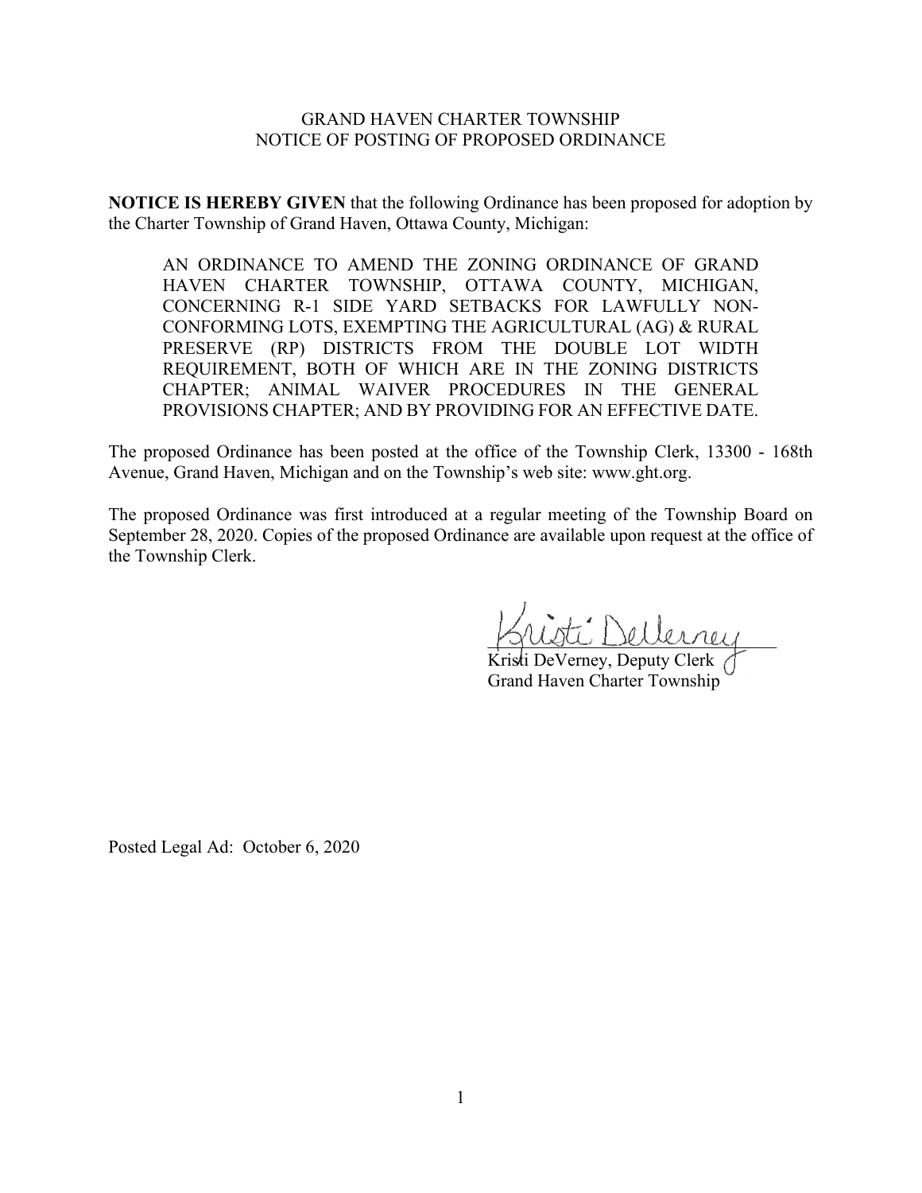GRAND HAVEN CHARTER TOWNSHIP
NOTICE OF POSTING OF PROPOSED ORDINANCE

**NOTICE IS HEREBY GIVEN** that the following Ordinance has been proposed for adoption by the Charter Township of Grand Haven, Ottawa County, Michigan:

> AN ORDINANCE TO AMEND THE ZONING ORDINANCE OF GRAND HAVEN CHARTER TOWNSHIP, OTTAWA COUNTY, MICHIGAN, CONCERNING R-1 SIDE YARD SETBACKS FOR LAWFULLY NON-CONFORMING LOTS, EXEMPTING THE AGRICULTURAL (AG) & RURAL PRESERVE (RP) DISTRICTS FROM THE DOUBLE LOT WIDTH REQUIREMENT, BOTH OF WHICH ARE IN THE ZONING DISTRICTS CHAPTER; ANIMAL WAIVER PROCEDURES IN THE GENERAL PROVISIONS CHAPTER; AND BY PROVIDING FOR AN EFFECTIVE DATE.

The proposed Ordinance has been posted at the office of the Township Clerk, 13300 - 168th Avenue, Grand Haven, Michigan and on the Township's web site: www.ght.org.

The proposed Ordinance was first introduced at a regular meeting of the Township Board on September 28, 2020. Copies of the proposed Ordinance are available upon request at the office of the Township Clerk.

Kristi DeVerney, Deputy Clerk
Grand Haven Charter Township

Posted Legal Ad: October 6, 2020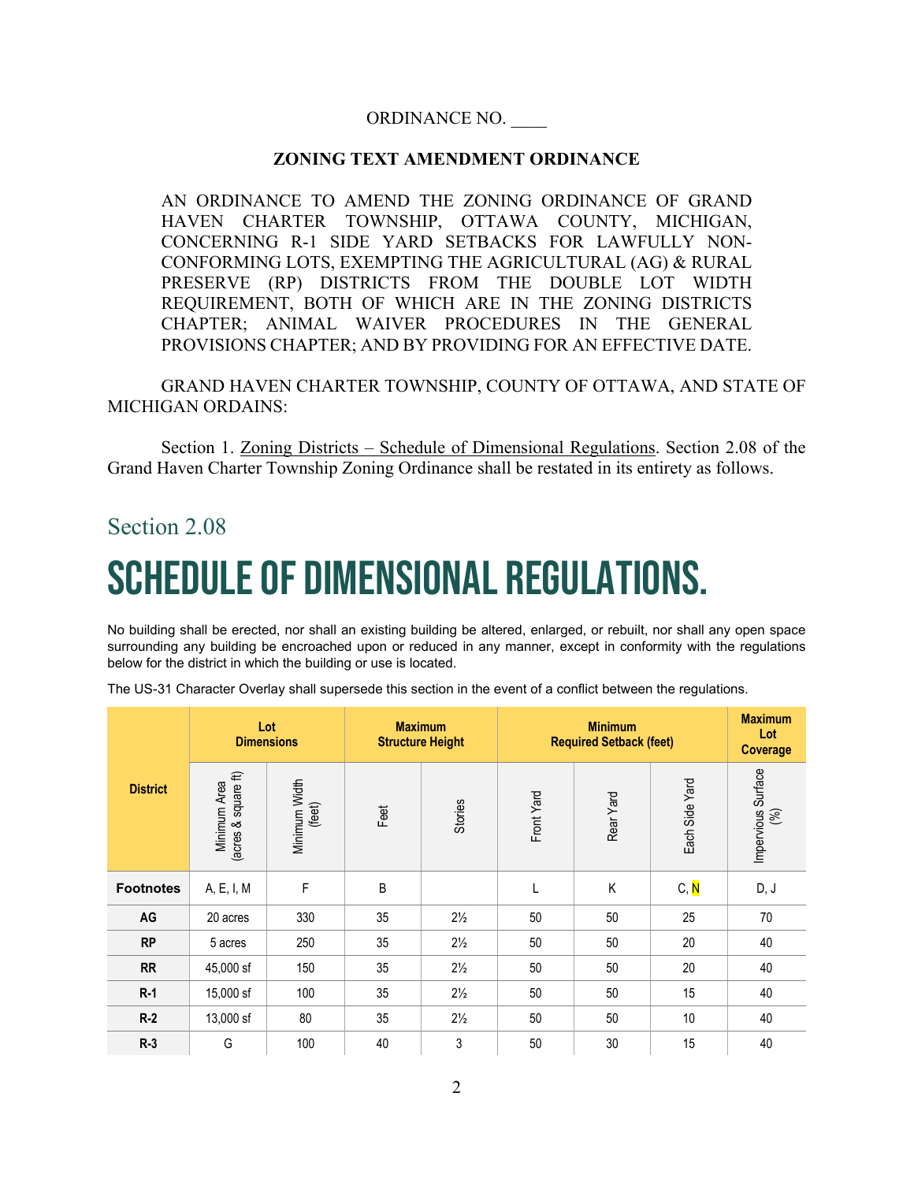ORDINANCE NO. ____

**ZONING TEXT AMENDMENT ORDINANCE**

AN ORDINANCE TO AMEND THE ZONING ORDINANCE OF GRAND HAVEN CHARTER TOWNSHIP, OTTAWA COUNTY, MICHIGAN, CONCERNING R-1 SIDE YARD SETBACKS FOR LAWFULLY NON-CONFORMING LOTS, EXEMPTING THE AGRICULTURAL (AG) & RURAL PRESERVE (RP) DISTRICTS FROM THE DOUBLE LOT WIDTH REQUIREMENT, BOTH OF WHICH ARE IN THE ZONING DISTRICTS CHAPTER; ANIMAL WAIVER PROCEDURES IN THE GENERAL PROVISIONS CHAPTER; AND BY PROVIDING FOR AN EFFECTIVE DATE.

GRAND HAVEN CHARTER TOWNSHIP, COUNTY OF OTTAWA, AND STATE OF MICHIGAN ORDAINS:

Section 1. Zoning Districts – Schedule of Dimensional Regulations. Section 2.08 of the Grand Haven Charter Township Zoning Ordinance shall be restated in its entirety as follows.

## Section 2.08

# SCHEDULE OF DIMENSIONAL REGULATIONS.

No building shall be erected, nor shall an existing building be altered, enlarged, or rebuilt, nor shall any open space surrounding any building be encroached upon or reduced in any manner, except in conformity with the regulations below for the district in which the building or use is located.

The US-31 Character Overlay shall supersede this section in the event of a conflict between the regulations.

| District | Lot Dimensions | | Maximum Structure Height | | Minimum Required Setback (feet) | | | Maximum Lot Coverage |
|---|---|---|---|---|---|---|---|---|
| | Minimum Area (acres & square ft) | Minimum Width (feet) | Feet | Stories | Front Yard | Rear Yard | Each Side Yard | Impervious Surface (%) |
| **Footnotes** | A, E, I, M | F | B | | L | K | C, N | D, J |
| **AG** | 20 acres | 330 | 35 | 2½ | 50 | 50 | 25 | 70 |
| **RP** | 5 acres | 250 | 35 | 2½ | 50 | 50 | 20 | 40 |
| **RR** | 45,000 sf | 150 | 35 | 2½ | 50 | 50 | 20 | 40 |
| **R-1** | 15,000 sf | 100 | 35 | 2½ | 50 | 50 | 15 | 40 |
| **R-2** | 13,000 sf | 80 | 35 | 2½ | 50 | 50 | 10 | 40 |
| **R-3** | G | 100 | 40 | 3 | 50 | 30 | 15 | 40 |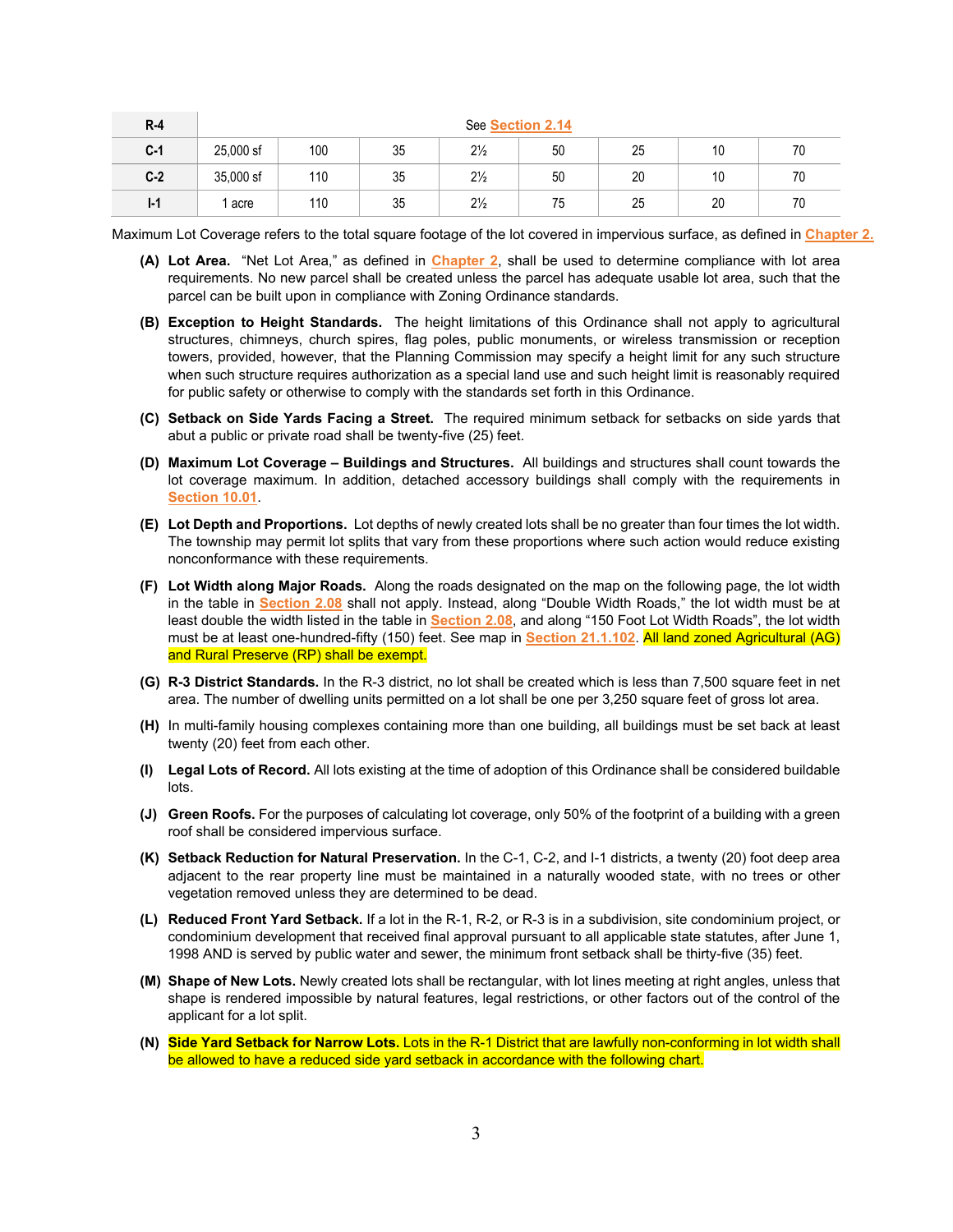| R-4 | See Section 2.14 | | | | | | | |
|---|---|---|---|---|---|---|---|---|
| C-1 | 25,000 sf | 100 | 35 | 2½ | 50 | 25 | 10 | 70 |
| C-2 | 35,000 sf | 110 | 35 | 2½ | 50 | 20 | 10 | 70 |
| I-1 | 1 acre | 110 | 35 | 2½ | 75 | 25 | 20 | 70 |

Maximum Lot Coverage refers to the total square footage of the lot covered in impervious surface, as defined in Chapter 2.

**(A) Lot Area.** "Net Lot Area," as defined in Chapter 2, shall be used to determine compliance with lot area requirements. No new parcel shall be created unless the parcel has adequate usable lot area, such that the parcel can be built upon in compliance with Zoning Ordinance standards.

**(B) Exception to Height Standards.** The height limitations of this Ordinance shall not apply to agricultural structures, chimneys, church spires, flag poles, public monuments, or wireless transmission or reception towers, provided, however, that the Planning Commission may specify a height limit for any such structure when such structure requires authorization as a special land use and such height limit is reasonably required for public safety or otherwise to comply with the standards set forth in this Ordinance.

**(C) Setback on Side Yards Facing a Street.** The required minimum setback for setbacks on side yards that abut a public or private road shall be twenty-five (25) feet.

**(D) Maximum Lot Coverage – Buildings and Structures.** All buildings and structures shall count towards the lot coverage maximum. In addition, detached accessory buildings shall comply with the requirements in Section 10.01.

**(E) Lot Depth and Proportions.** Lot depths of newly created lots shall be no greater than four times the lot width. The township may permit lot splits that vary from these proportions where such action would reduce existing nonconformance with these requirements.

**(F) Lot Width along Major Roads.** Along the roads designated on the map on the following page, the lot width in the table in Section 2.08 shall not apply. Instead, along "Double Width Roads," the lot width must be at least double the width listed in the table in Section 2.08, and along "150 Foot Lot Width Roads", the lot width must be at least one-hundred-fifty (150) feet. See map in Section 21.1.102. All land zoned Agricultural (AG) and Rural Preserve (RP) shall be exempt.

**(G) R-3 District Standards.** In the R-3 district, no lot shall be created which is less than 7,500 square feet in net area. The number of dwelling units permitted on a lot shall be one per 3,250 square feet of gross lot area.

**(H)** In multi-family housing complexes containing more than one building, all buildings must be set back at least twenty (20) feet from each other.

**(I) Legal Lots of Record.** All lots existing at the time of adoption of this Ordinance shall be considered buildable lots.

**(J) Green Roofs.** For the purposes of calculating lot coverage, only 50% of the footprint of a building with a green roof shall be considered impervious surface.

**(K) Setback Reduction for Natural Preservation.** In the C-1, C-2, and I-1 districts, a twenty (20) foot deep area adjacent to the rear property line must be maintained in a naturally wooded state, with no trees or other vegetation removed unless they are determined to be dead.

**(L) Reduced Front Yard Setback.** If a lot in the R-1, R-2, or R-3 is in a subdivision, site condominium project, or condominium development that received final approval pursuant to all applicable state statutes, after June 1, 1998 AND is served by public water and sewer, the minimum front setback shall be thirty-five (35) feet.

**(M) Shape of New Lots.** Newly created lots shall be rectangular, with lot lines meeting at right angles, unless that shape is rendered impossible by natural features, legal restrictions, or other factors out of the control of the applicant for a lot split.

**(N) Side Yard Setback for Narrow Lots.** Lots in the R-1 District that are lawfully non-conforming in lot width shall be allowed to have a reduced side yard setback in accordance with the following chart.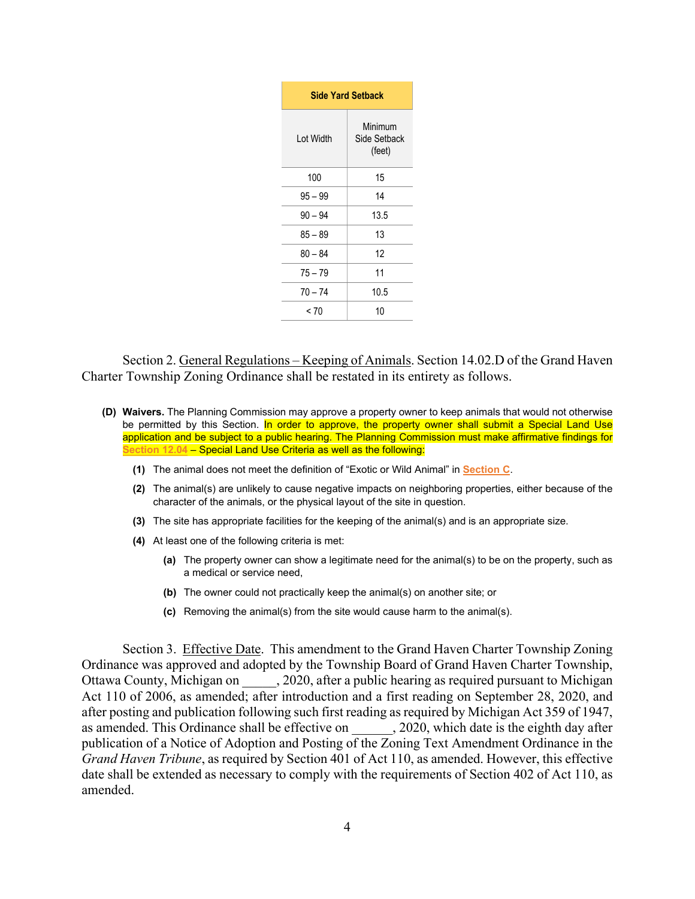| Side Yard Setback | |
|---|---|
| Lot Width | Minimum Side Setback (feet) |
| 100 | 15 |
| 95 – 99 | 14 |
| 90 – 94 | 13.5 |
| 85 – 89 | 13 |
| 80 – 84 | 12 |
| 75 – 79 | 11 |
| 70 – 74 | 10.5 |
| < 70 | 10 |

Section 2. General Regulations – Keeping of Animals. Section 14.02.D of the Grand Haven Charter Township Zoning Ordinance shall be restated in its entirety as follows.

**(D) Waivers.** The Planning Commission may approve a property owner to keep animals that would not otherwise be permitted by this Section. In order to approve, the property owner shall submit a Special Land Use application and be subject to a public hearing. The Planning Commission must make affirmative findings for Section 12.04 – Special Land Use Criteria as well as the following:

- **(1)** The animal does not meet the definition of "Exotic or Wild Animal" in Section C.
- **(2)** The animal(s) are unlikely to cause negative impacts on neighboring properties, either because of the character of the animals, or the physical layout of the site in question.
- **(3)** The site has appropriate facilities for the keeping of the animal(s) and is an appropriate size.
- **(4)** At least one of the following criteria is met:
  - **(a)** The property owner can show a legitimate need for the animal(s) to be on the property, such as a medical or service need,
  - **(b)** The owner could not practically keep the animal(s) on another site; or
  - **(c)** Removing the animal(s) from the site would cause harm to the animal(s).

Section 3. Effective Date. This amendment to the Grand Haven Charter Township Zoning Ordinance was approved and adopted by the Township Board of Grand Haven Charter Township, Ottawa County, Michigan on _____, 2020, after a public hearing as required pursuant to Michigan Act 110 of 2006, as amended; after introduction and a first reading on September 28, 2020, and after posting and publication following such first reading as required by Michigan Act 359 of 1947, as amended. This Ordinance shall be effective on ______, 2020, which date is the eighth day after publication of a Notice of Adoption and Posting of the Zoning Text Amendment Ordinance in the *Grand Haven Tribune*, as required by Section 401 of Act 110, as amended. However, this effective date shall be extended as necessary to comply with the requirements of Section 402 of Act 110, as amended.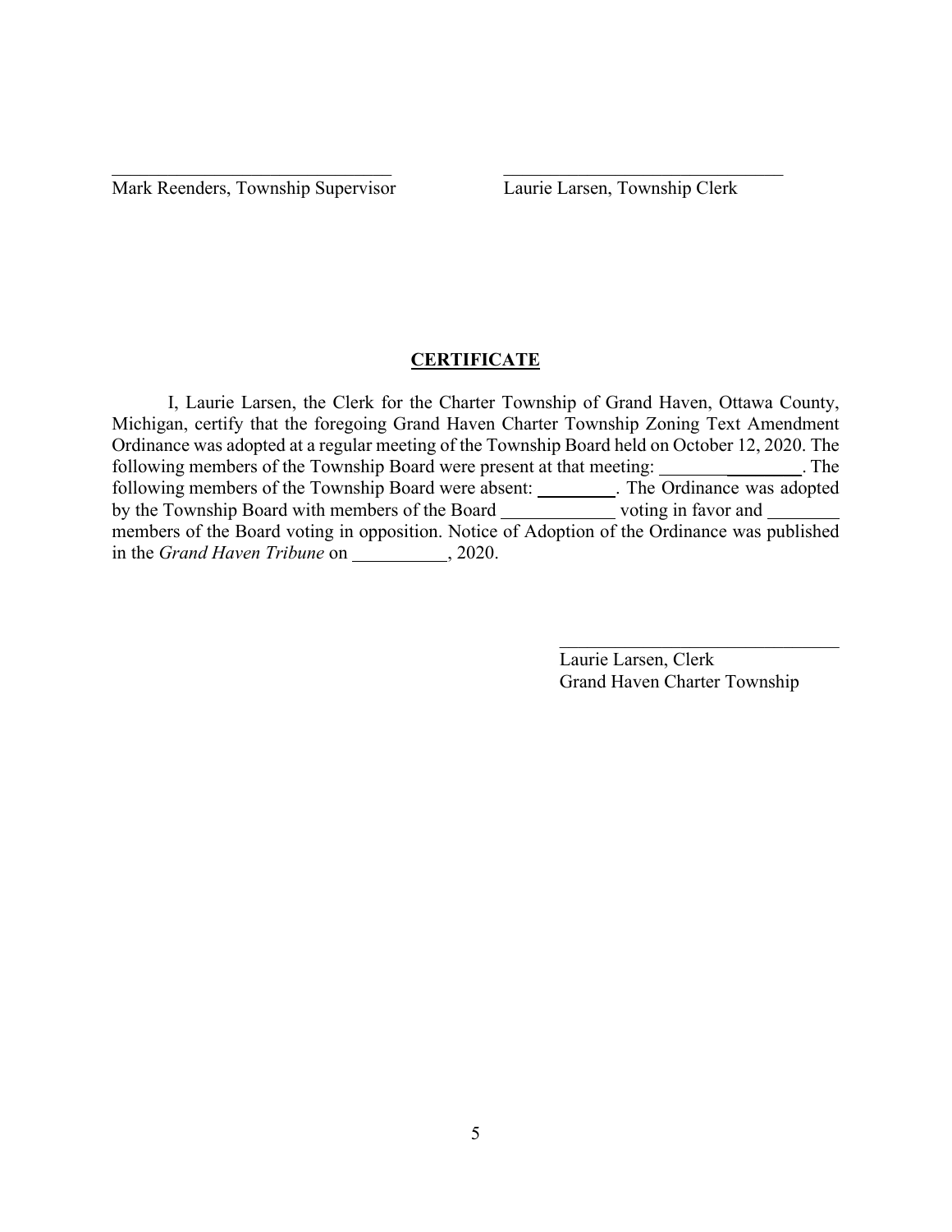\_\_\_\_\_\_\_\_\_\_\_\_\_\_\_\_\_\_\_\_\_\_\_\_\_\_\_\_\_\_
Mark Reenders, Township Supervisor

\_\_\_\_\_\_\_\_\_\_\_\_\_\_\_\_\_\_\_\_\_\_\_\_\_\_\_\_\_\_
Laurie Larsen, Township Clerk

## **CERTIFICATE**

I, Laurie Larsen, the Clerk for the Charter Township of Grand Haven, Ottawa County, Michigan, certify that the foregoing Grand Haven Charter Township Zoning Text Amendment Ordinance was adopted at a regular meeting of the Township Board held on October 12, 2020. The following members of the Township Board were present at that meeting: \_\_\_\_\_\_\_\_\_\_\_\_\_\_\_\_. The following members of the Township Board were absent: \_\_\_\_\_\_\_\_. The Ordinance was adopted by the Township Board with members of the Board \_\_\_\_\_\_\_\_\_\_\_\_ voting in favor and \_\_\_\_\_\_\_\_ members of the Board voting in opposition. Notice of Adoption of the Ordinance was published in the *Grand Haven Tribune* on \_\_\_\_\_\_\_\_\_\_, 2020.

\_\_\_\_\_\_\_\_\_\_\_\_\_\_\_\_\_\_\_\_\_\_\_\_\_\_\_\_\_\_
Laurie Larsen, Clerk
Grand Haven Charter Township